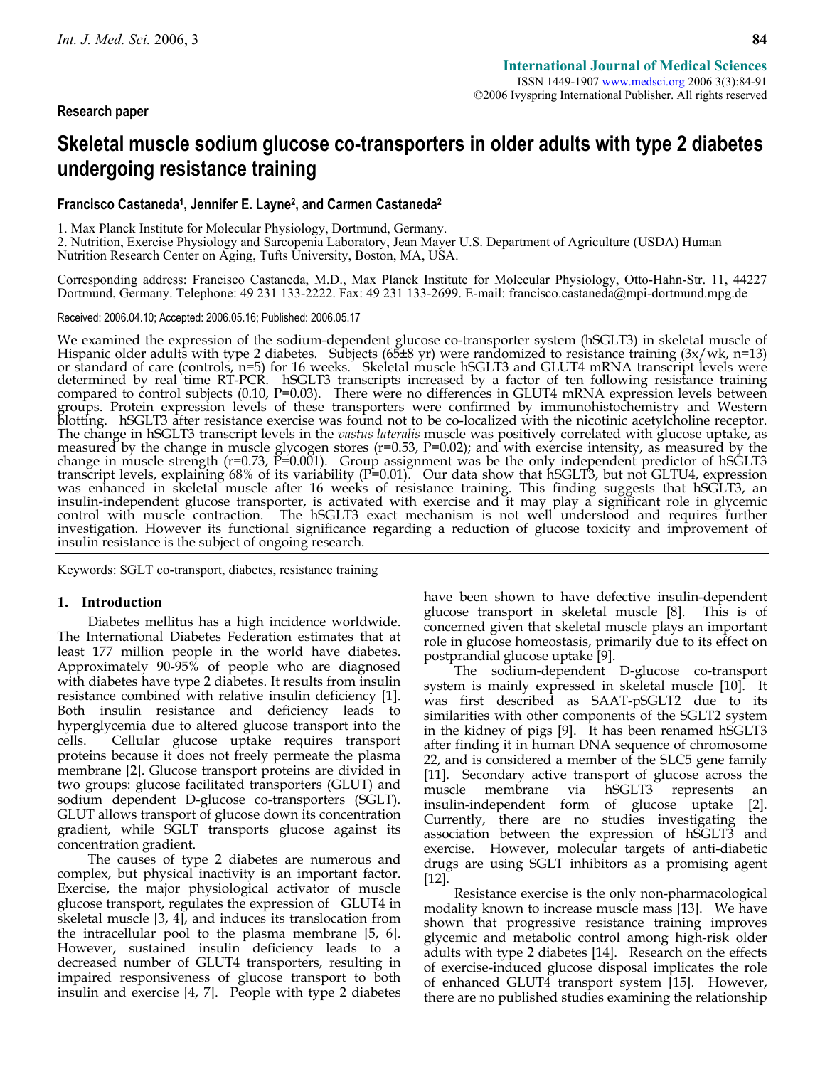**Research paper**

# Skeletal muscle sodium glucose co-transporters in older adults with type 2 diabetes undergoing resistance training

**Francisco Castaneda[1], Jennifer E. Layne[2], and Carmen Castaneda[2]**

1. Max Planck Institute for Molecular Physiology, Dortmund, Germany.
2. Nutrition, Exercise Physiology and Sarcopenia Laboratory, Jean Mayer U.S. Department of Agriculture (USDA) Human Nutrition Research Center on Aging, Tufts University, Boston, MA, USA.

Corresponding address: Francisco Castaneda, M.D., Max Planck Institute for Molecular Physiology, Otto-Hahn-Str. 11, 44227 Dortmund, Germany. Telephone: 49 231 133-2222. Fax: 49 231 133-2699. E-mail: francisco.castaneda@mpi-dortmund.mpg.de

Received: 2006.04.10; Accepted: 2006.05.16; Published: 2006.05.17

We examined the expression of the sodium-dependent glucose co-transporter system (hSGLT3) in skeletal muscle of Hispanic older adults with type 2 diabetes. Subjects (65±8 yr) were randomized to resistance training (3x/wk, n=13) or standard of care (controls, n=5) for 16 weeks. Skeletal muscle hSGLT3 and GLUT4 mRNA transcript levels were determined by real time RT-PCR. hSGLT3 transcripts increased by a factor of ten following resistance training compared to control subjects (0.10, P=0.03). There were no differences in GLUT4 mRNA expression levels between groups. Protein expression levels of these transporters were confirmed by immunohistochemistry and Western blotting. hSGLT3 after resistance exercise was found not to be co-localized with the nicotinic acetylcholine receptor. The change in hSGLT3 transcript levels in the *vastus lateralis* muscle was positively correlated with glucose uptake, as measured by the change in muscle glycogen stores (r=0.53, P=0.02); and with exercise intensity, as measured by the change in muscle strength (r=0.73, P=0.001). Group assignment was be the only independent predictor of hSGLT3 transcript levels, explaining 68% of its variability (P=0.01). Our data show that hSGLT3, but not GLTU4, expression was enhanced in skeletal muscle after 16 weeks of resistance training. This finding suggests that hSGLT3, an insulin-independent glucose transporter, is activated with exercise and it may play a significant role in glycemic control with muscle contraction. The hSGLT3 exact mechanism is not well understood and requires further investigation. However its functional significance regarding a reduction of glucose toxicity and improvement of insulin resistance is the subject of ongoing research.

Keywords: SGLT co-transport, diabetes, resistance training

## 1. Introduction

Diabetes mellitus has a high incidence worldwide. The International Diabetes Federation estimates that at least 177 million people in the world have diabetes. Approximately 90-95% of people who are diagnosed with diabetes have type 2 diabetes. It results from insulin resistance combined with relative insulin deficiency [1]. Both insulin resistance and deficiency leads to hyperglycemia due to altered glucose transport into the cells. Cellular glucose uptake requires transport proteins because it does not freely permeate the plasma membrane [2]. Glucose transport proteins are divided in two groups: glucose facilitated transporters (GLUT) and sodium dependent D-glucose co-transporters (SGLT). GLUT allows transport of glucose down its concentration gradient, while SGLT transports glucose against its concentration gradient.

The causes of type 2 diabetes are numerous and complex, but physical inactivity is an important factor. Exercise, the major physiological activator of muscle glucose transport, regulates the expression of GLUT4 in skeletal muscle [3, 4], and induces its translocation from the intracellular pool to the plasma membrane [5, 6]. However, sustained insulin deficiency leads to a decreased number of GLUT4 transporters, resulting in impaired responsiveness of glucose transport to both insulin and exercise [4, 7]. People with type 2 diabetes have been shown to have defective insulin-dependent glucose transport in skeletal muscle [8]. This is of concerned given that skeletal muscle plays an important role in glucose homeostasis, primarily due to its effect on postprandial glucose uptake [9].

The sodium-dependent D-glucose co-transport system is mainly expressed in skeletal muscle [10]. It was first described as SAAT-pSGLT2 due to its similarities with other components of the SGLT2 system in the kidney of pigs [9]. It has been renamed hSGLT3 after finding it in human DNA sequence of chromosome 22, and is considered a member of the SLC5 gene family [11]. Secondary active transport of glucose across the muscle membrane via hSGLT3 represents an insulin-independent form of glucose uptake [2]. Currently, there are no studies investigating the association between the expression of hSGLT3 and exercise. However, molecular targets of anti-diabetic drugs are using SGLT inhibitors as a promising agent [12].

Resistance exercise is the only non-pharmacological modality known to increase muscle mass [13]. We have shown that progressive resistance training improves glycemic and metabolic control among high-risk older adults with type 2 diabetes [14]. Research on the effects of exercise-induced glucose disposal implicates the role of enhanced GLUT4 transport system [15]. However, there are no published studies examining the relationship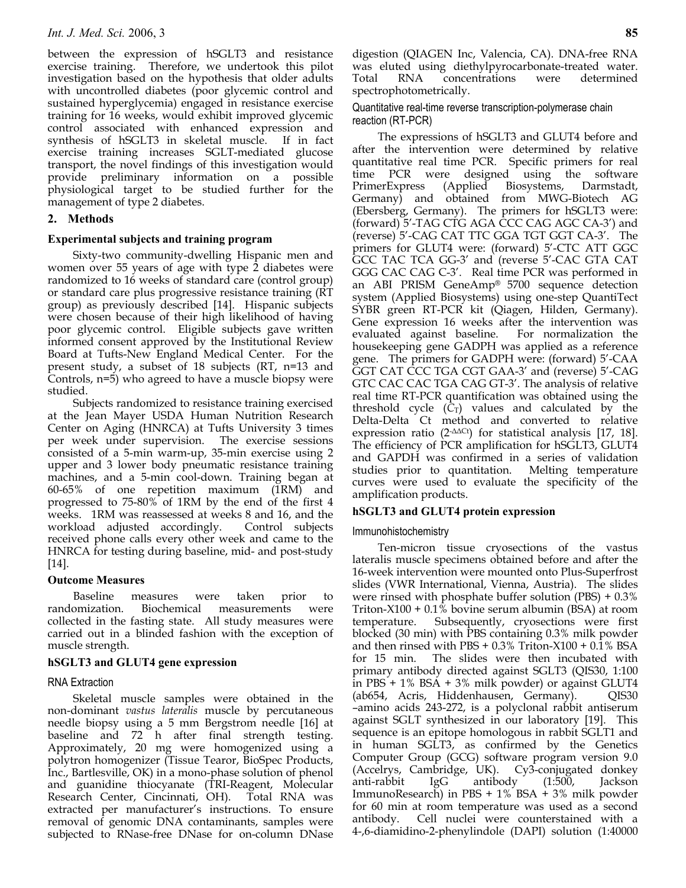between the expression of hSGLT3 and resistance exercise training. Therefore, we undertook this pilot investigation based on the hypothesis that older adults with uncontrolled diabetes (poor glycemic control and sustained hyperglycemia) engaged in resistance exercise training for 16 weeks, would exhibit improved glycemic control associated with enhanced expression and synthesis of hSGLT3 in skeletal muscle. If in fact exercise training increases SGLT-mediated glucose transport, the novel findings of this investigation would provide preliminary information on a possible physiological target to be studied further for the management of type 2 diabetes.

## 2. Methods

### Experimental subjects and training program

Sixty-two community-dwelling Hispanic men and women over 55 years of age with type 2 diabetes were randomized to 16 weeks of standard care (control group) or standard care plus progressive resistance training (RT group) as previously described [14]. Hispanic subjects were chosen because of their high likelihood of having poor glycemic control. Eligible subjects gave written informed consent approved by the Institutional Review Board at Tufts-New England Medical Center. For the present study, a subset of 18 subjects (RT, n=13 and Controls, n=5) who agreed to have a muscle biopsy were studied.

Subjects randomized to resistance training exercised at the Jean Mayer USDA Human Nutrition Research Center on Aging (HNRCA) at Tufts University 3 times per week under supervision. The exercise sessions consisted of a 5-min warm-up, 35-min exercise using 2 upper and 3 lower body pneumatic resistance training machines, and a 5-min cool-down. Training began at 60-65% of one repetition maximum (1RM) and progressed to 75-80% of 1RM by the end of the first 4 weeks. 1RM was reassessed at weeks 8 and 16, and the workload adjusted accordingly. Control subjects received phone calls every other week and came to the HNRCA for testing during baseline, mid- and post-study [14].

### Outcome Measures

Baseline measures were taken prior to randomization. Biochemical measurements were collected in the fasting state. All study measures were carried out in a blinded fashion with the exception of muscle strength.

### hSGLT3 and GLUT4 gene expression

#### RNA Extraction

Skeletal muscle samples were obtained in the non-dominant *vastus lateralis* muscle by percutaneous needle biopsy using a 5 mm Bergstrom needle [16] at baseline and 72 h after final strength testing. Approximately, 20 mg were homogenized using a polytron homogenizer (Tissue Tearor, BioSpec Products, Inc., Bartlesville, OK) in a mono-phase solution of phenol and guanidine thiocyanate (TRI-Reagent, Molecular Research Center, Cincinnati, OH). Total RNA was extracted per manufacturer's instructions. To ensure removal of genomic DNA contaminants, samples were subjected to RNase-free DNase for on-column DNase digestion (QIAGEN Inc, Valencia, CA). DNA-free RNA was eluted using diethylpyrocarbonate-treated water. Total RNA concentrations were determined spectrophotometrically.

#### Quantitative real-time reverse transcription-polymerase chain reaction (RT-PCR)

The expressions of hSGLT3 and GLUT4 before and after the intervention were determined by relative quantitative real time PCR. Specific primers for real time PCR were designed using the software PrimerExpress (Applied Biosystems, Darmstadt, Germany) and obtained from MWG-Biotech AG (Ebersberg, Germany). The primers for hSGLT3 were: (forward) 5'-TAG CTG AGA CCC CAG AGC CA-3') and (reverse) 5'-CAG CAT TTC GGA TGT GGT CA-3'. The primers for GLUT4 were: (forward) 5'-CTC ATT GGC GCC TAC TCA GG-3' and (reverse 5'-CAC GTA CAT GGG CAC CAG C-3'. Real time PCR was performed in an ABI PRISM GeneAmp® 5700 sequence detection system (Applied Biosystems) using one-step QuantiTect SYBR green RT-PCR kit (Qiagen, Hilden, Germany). Gene expression 16 weeks after the intervention was evaluated against baseline. For normalization the housekeeping gene GADPH was applied as a reference gene. The primers for GADPH were: (forward) 5'-CAA GGT CAT CCC TGA CGT GAA-3' and (reverse) 5'-CAG GTC CAC CAC TGA CAG GT-3'. The analysis of relative real time RT-PCR quantification was obtained using the threshold cycle ($C_T$) values and calculated by the Delta-Delta Ct method and converted to relative expression ratio ($2^{-\Delta\Delta Ct}$) for statistical analysis [17, 18]. The efficiency of PCR amplification for hSGLT3, GLUT4 and GAPDH was confirmed in a series of validation studies prior to quantitation. Melting temperature curves were used to evaluate the specificity of the amplification products.

### hSGLT3 and GLUT4 protein expression

#### Immunohistochemistry

Ten-micron tissue cryosections of the vastus lateralis muscle specimens obtained before and after the 16-week intervention were mounted onto Plus-Superfrost slides (VWR International, Vienna, Austria). The slides were rinsed with phosphate buffer solution (PBS) + 0.3% Triton-X100 + 0.1% bovine serum albumin (BSA) at room temperature. Subsequently, cryosections were first blocked (30 min) with PBS containing 0.3% milk powder and then rinsed with PBS + 0.3% Triton-X100 + 0.1% BSA for 15 min. The slides were then incubated with primary antibody directed against SGLT3 (QIS30, 1:100 in PBS + 1% BSA + 3% milk powder) or against GLUT4 (ab654, Acris, Hiddenhausen, Germany). QIS30 –amino acids 243-272, is a polyclonal rabbit antiserum against SGLT synthesized in our laboratory [19]. This sequence is an epitope homologous in rabbit SGLT1 and in human SGLT3, as confirmed by the Genetics Computer Group (GCG) software program version 9.0 (Accelrys, Cambridge, UK). Cy3-conjugated donkey anti-rabbit IgG antibody (1:500, Jackson ImmunoResearch) in PBS + 1% BSA + 3% milk powder for 60 min at room temperature was used as a second antibody. Cell nuclei were counterstained with a 4-,6-diamidino-2-phenylindole (DAPI) solution (1:40000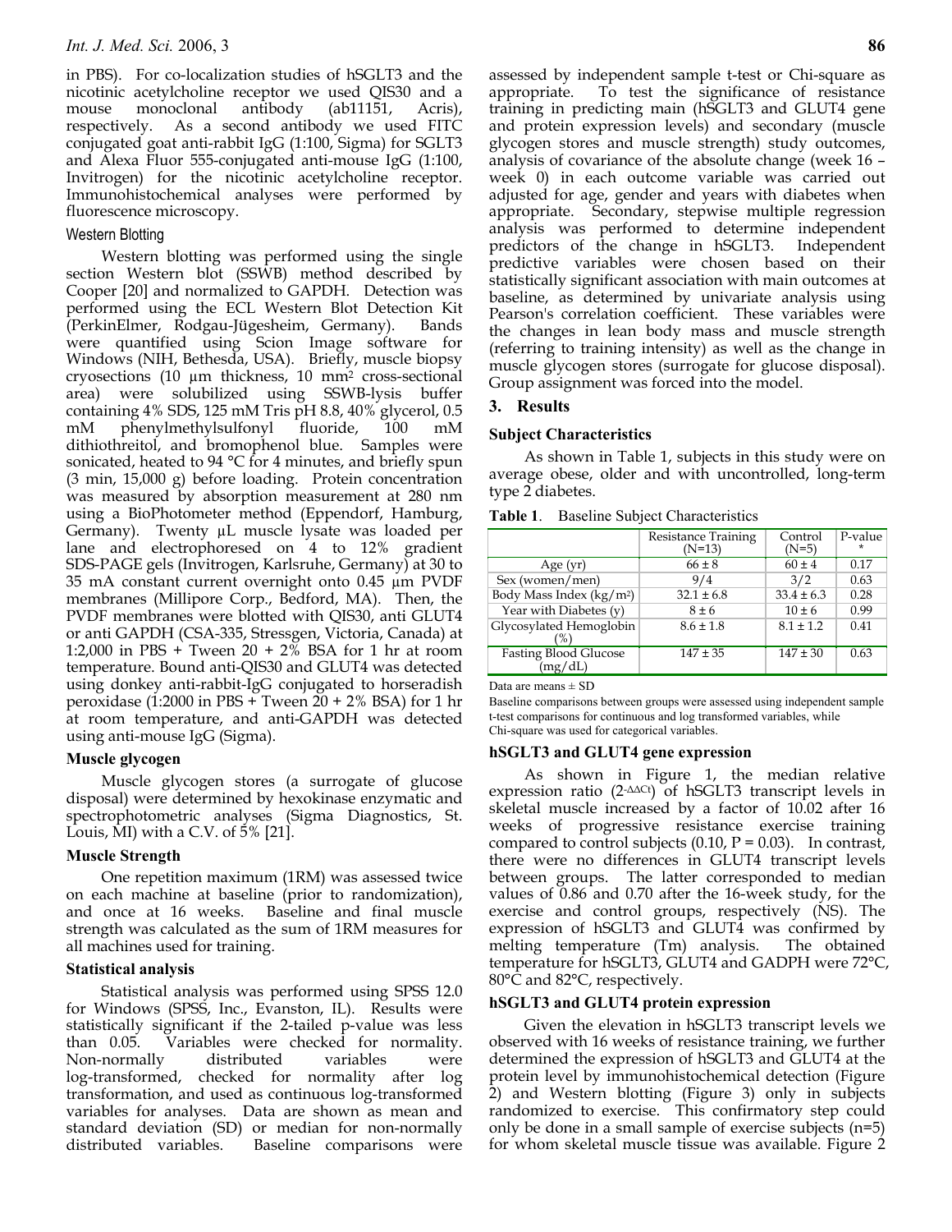in PBS). For co-localization studies of hSGLT3 and the nicotinic acetylcholine receptor we used QIS30 and a mouse monoclonal antibody (ab11151, Acris), respectively. As a second antibody we used FITC conjugated goat anti-rabbit IgG (1:100, Sigma) for SGLT3 and Alexa Fluor 555-conjugated anti-mouse IgG (1:100, Invitrogen) for the nicotinic acetylcholine receptor. Immunohistochemical analyses were performed by fluorescence microscopy.

#### Western Blotting

Western blotting was performed using the single section Western blot (SSWB) method described by Cooper [20] and normalized to GAPDH. Detection was performed using the ECL Western Blot Detection Kit (PerkinElmer, Rodgau-Jügesheim, Germany). Bands were quantified using Scion Image software for Windows (NIH, Bethesda, USA). Briefly, muscle biopsy cryosections (10 µm thickness, 10 mm² cross-sectional area) were solubilized using SSWB-lysis buffer containing 4% SDS, 125 mM Tris pH 8.8, 40% glycerol, 0.5 mM phenylmethylsulfonyl fluoride, 100 mM dithiothreitol, and bromophenol blue. Samples were sonicated, heated to 94 °C for 4 minutes, and briefly spun (3 min, 15,000 g) before loading. Protein concentration was measured by absorption measurement at 280 nm using a BioPhotometer method (Eppendorf, Hamburg, Germany). Twenty µL muscle lysate was loaded per lane and electrophoresed on 4 to 12% gradient SDS-PAGE gels (Invitrogen, Karlsruhe, Germany) at 30 to 35 mA constant current overnight onto 0.45 µm PVDF membranes (Millipore Corp., Bedford, MA). Then, the PVDF membranes were blotted with QIS30, anti GLUT4 or anti GAPDH (CSA-335, Stressgen, Victoria, Canada) at 1:2,000 in PBS + Tween 20 + 2% BSA for 1 hr at room temperature. Bound anti-QIS30 and GLUT4 was detected using donkey anti-rabbit-IgG conjugated to horseradish peroxidase (1:2000 in PBS + Tween 20 + 2% BSA) for 1 hr at room temperature, and anti-GAPDH was detected using anti-mouse IgG (Sigma).

### Muscle glycogen

Muscle glycogen stores (a surrogate of glucose disposal) were determined by hexokinase enzymatic and spectrophotometric analyses (Sigma Diagnostics, St. Louis, MI) with a C.V. of 5% [21].

### Muscle Strength

One repetition maximum (1RM) was assessed twice on each machine at baseline (prior to randomization), and once at 16 weeks. Baseline and final muscle strength was calculated as the sum of 1RM measures for all machines used for training.

### Statistical analysis

Statistical analysis was performed using SPSS 12.0 for Windows (SPSS, Inc., Evanston, IL). Results were statistically significant if the 2-tailed p-value was less than 0.05. Variables were checked for normality. Non-normally distributed variables were log-transformed, checked for normality after log transformation, and used as continuous log-transformed variables for analyses. Data are shown as mean and standard deviation (SD) or median for non-normally distributed variables. Baseline comparisons were assessed by independent sample t-test or Chi-square as appropriate. To test the significance of resistance training in predicting main (hSGLT3 and GLUT4 gene and protein expression levels) and secondary (muscle glycogen stores and muscle strength) study outcomes, analysis of covariance of the absolute change (week 16 – week 0) in each outcome variable was carried out adjusted for age, gender and years with diabetes when appropriate. Secondary, stepwise multiple regression analysis was performed to determine independent predictors of the change in hSGLT3. Independent predictive variables were chosen based on their statistically significant association with main outcomes at baseline, as determined by univariate analysis using Pearson's correlation coefficient. These variables were the changes in lean body mass and muscle strength (referring to training intensity) as well as the change in muscle glycogen stores (surrogate for glucose disposal). Group assignment was forced into the model.

## 3. Results

### Subject Characteristics

As shown in Table 1, subjects in this study were on average obese, older and with uncontrolled, long-term type 2 diabetes.

**Table 1**. Baseline Subject Characteristics

| | Resistance Training (N=13) | Control (N=5) | P-value * |
|---|---|---|---|
| Age (yr) | 66 ± 8 | 60 ± 4 | 0.17 |
| Sex (women/men) | 9/4 | 3/2 | 0.63 |
| Body Mass Index (kg/m²) | 32.1 ± 6.8 | 33.4 ± 6.3 | 0.28 |
| Year with Diabetes (y) | 8 ± 6 | 10 ± 6 | 0.99 |
| Glycosylated Hemoglobin (%) | 8.6 ± 1.8 | 8.1 ± 1.2 | 0.41 |
| Fasting Blood Glucose (mg/dL) | 147 ± 35 | 147 ± 30 | 0.63 |

Data are means ± SD

Baseline comparisons between groups were assessed using independent sample t-test comparisons for continuous and log transformed variables, while Chi-square was used for categorical variables.

### hSGLT3 and GLUT4 gene expression

As shown in Figure 1, the median relative expression ratio ($2^{-\Delta\Delta Ct}$) of hSGLT3 transcript levels in skeletal muscle increased by a factor of 10.02 after 16 weeks of progressive resistance exercise training compared to control subjects (0.10, $P = 0.03$). In contrast, there were no differences in GLUT4 transcript levels between groups. The latter corresponded to median values of 0.86 and 0.70 after the 16-week study, for the exercise and control groups, respectively (NS). The expression of hSGLT3 and GLUT4 was confirmed by melting temperature (Tm) analysis. The obtained temperature for hSGLT3, GLUT4 and GADPH were 72°C, 80°C and 82°C, respectively.

### hSGLT3 and GLUT4 protein expression

Given the elevation in hSGLT3 transcript levels we observed with 16 weeks of resistance training, we further determined the expression of hSGLT3 and GLUT4 at the protein level by immunohistochemical detection (Figure 2) and Western blotting (Figure 3) only in subjects randomized to exercise. This confirmatory step could only be done in a small sample of exercise subjects (n=5) for whom skeletal muscle tissue was available. Figure 2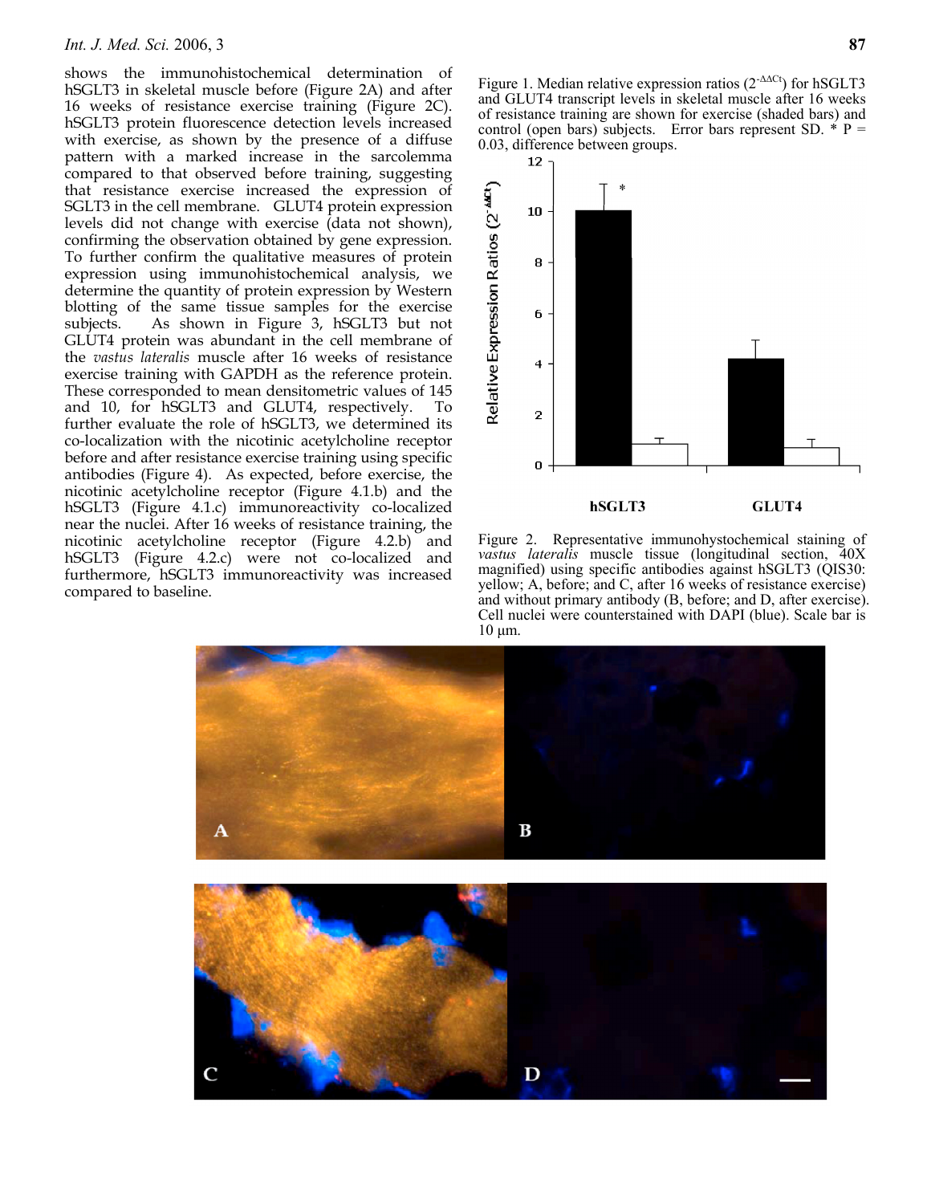shows the immunohistochemical determination of hSGLT3 in skeletal muscle before (Figure 2A) and after 16 weeks of resistance exercise training (Figure 2C). hSGLT3 protein fluorescence detection levels increased with exercise, as shown by the presence of a diffuse pattern with a marked increase in the sarcolemma compared to that observed before training, suggesting that resistance exercise increased the expression of SGLT3 in the cell membrane. GLUT4 protein expression levels did not change with exercise (data not shown), confirming the observation obtained by gene expression. To further confirm the qualitative measures of protein expression using immunohistochemical analysis, we determine the quantity of protein expression by Western blotting of the same tissue samples for the exercise subjects. As shown in Figure 3, hSGLT3 but not GLUT4 protein was abundant in the cell membrane of the *vastus lateralis* muscle after 16 weeks of resistance exercise training with GAPDH as the reference protein. These corresponded to mean densitometric values of 145 and 10, for hSGLT3 and GLUT4, respectively. To further evaluate the role of hSGLT3, we determined its co-localization with the nicotinic acetylcholine receptor before and after resistance exercise training using specific antibodies (Figure 4). As expected, before exercise, the nicotinic acetylcholine receptor (Figure 4.1.b) and the hSGLT3 (Figure 4.1.c) immunoreactivity co-localized near the nuclei. After 16 weeks of resistance training, the nicotinic acetylcholine receptor (Figure 4.2.b) and hSGLT3 (Figure 4.2.c) were not co-localized and furthermore, hSGLT3 immunoreactivity was increased compared to baseline.

Figure 1. Median relative expression ratios ($2^{-\Delta\Delta Ct}$) for hSGLT3 and GLUT4 transcript levels in skeletal muscle after 16 weeks of resistance training are shown for exercise (shaded bars) and control (open bars) subjects. Error bars represent SD. * P = 0.03, difference between groups.

Figure 2. Representative immunohystochemical staining of *vastus lateralis* muscle tissue (longitudinal section, 40X magnified) using specific antibodies against hSGLT3 (QIS30: yellow; A, before; and C, after 16 weeks of resistance exercise) and without primary antibody (B, before; and D, after exercise). Cell nuclei were counterstained with DAPI (blue). Scale bar is 10 μm.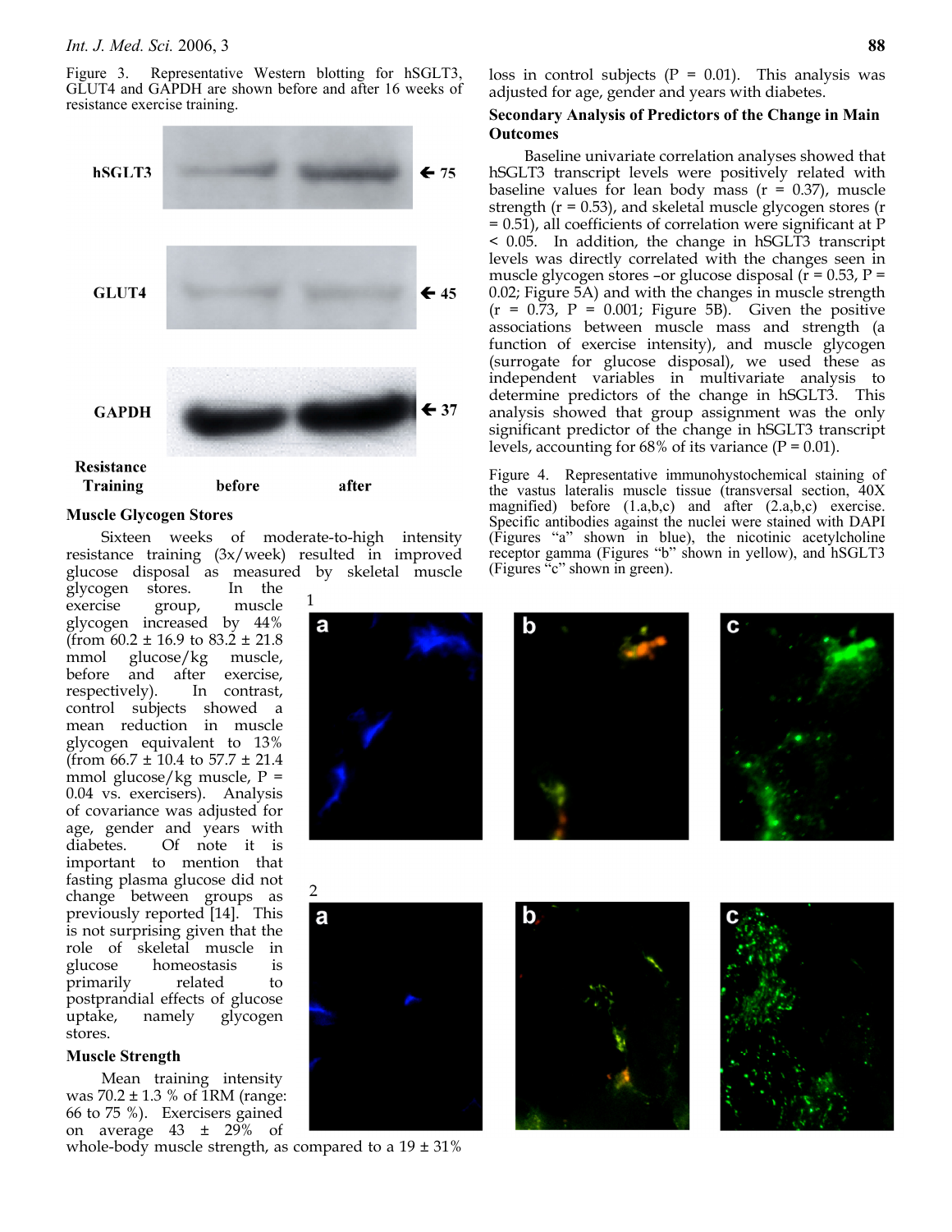Figure 3. Representative Western blotting for hSGLT3, GLUT4 and GAPDH are shown before and after 16 weeks of resistance exercise training.

### Muscle Glycogen Stores

Sixteen weeks of moderate-to-high intensity resistance training (3x/week) resulted in improved glucose disposal as measured by skeletal muscle glycogen stores. In the exercise group, muscle glycogen increased by 44% (from 60.2 ± 16.9 to 83.2 ± 21.8 mmol glucose/kg muscle, before and after exercise, respectively). In contrast, control subjects showed a mean reduction in muscle glycogen equivalent to 13% (from 66.7 ± 10.4 to 57.7 ± 21.4 mmol glucose/kg muscle, P = 0.04 vs. exercisers). Analysis of covariance was adjusted for age, gender and years with diabetes. Of note it is important to mention that fasting plasma glucose did not change between groups as previously reported [14]. This is not surprising given that the role of skeletal muscle in glucose homeostasis is primarily related to postprandial effects of glucose uptake, namely glycogen stores.

### Muscle Strength

Mean training intensity was 70.2 ± 1.3 % of 1RM (range: 66 to 75 %). Exercisers gained on average 43 ± 29% of whole-body muscle strength, as compared to a 19 ± 31% loss in control subjects (P = 0.01). This analysis was adjusted for age, gender and years with diabetes.

### Secondary Analysis of Predictors of the Change in Main Outcomes

Baseline univariate correlation analyses showed that hSGLT3 transcript levels were positively related with baseline values for lean body mass (r = 0.37), muscle strength (r = 0.53), and skeletal muscle glycogen stores (r = 0.51), all coefficients of correlation were significant at P < 0.05. In addition, the change in hSGLT3 transcript levels was directly correlated with the changes seen in muscle glycogen stores –or glucose disposal (r = 0.53, P = 0.02; Figure 5A) and with the changes in muscle strength (r = 0.73, P = 0.001; Figure 5B). Given the positive associations between muscle mass and strength (a function of exercise intensity), and muscle glycogen (surrogate for glucose disposal), we used these as independent variables in multivariate analysis to determine predictors of the change in hSGLT3. This analysis showed that group assignment was the only significant predictor of the change in hSGLT3 transcript levels, accounting for 68% of its variance (P = 0.01).

Figure 4. Representative immunohystochemical staining of the vastus lateralis muscle tissue (transversal section, 40X magnified) before (1.a,b,c) and after (2.a,b,c) exercise. Specific antibodies against the nuclei were stained with DAPI (Figures "a" shown in blue), the nicotinic acetylcholine receptor gamma (Figures "b" shown in yellow), and hSGLT3 (Figures "c" shown in green).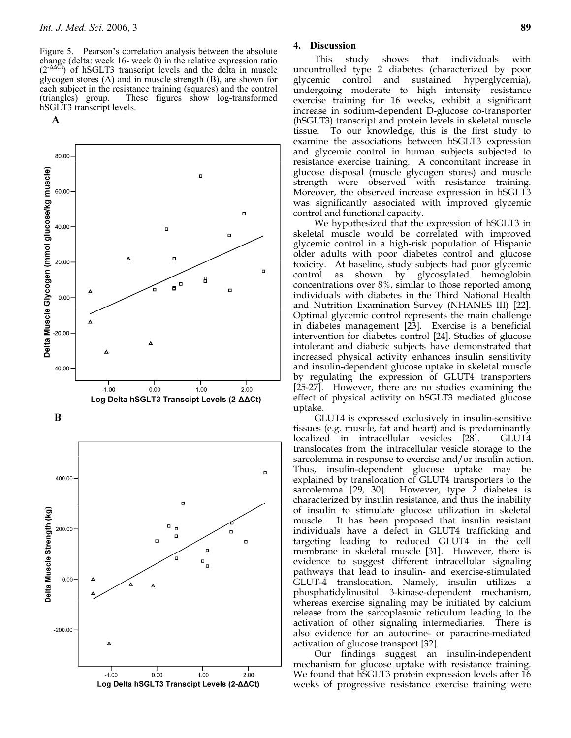Figure 5. Pearson's correlation analysis between the absolute change (delta: week 16- week 0) in the relative expression ratio ($2^{-\Delta\Delta Ct}$) of hSGLT3 transcript levels and the delta in muscle glycogen stores (A) and in muscle strength (B), are shown for each subject in the resistance training (squares) and the control (triangles) group. These figures show log-transformed hSGLT3 transcript levels.

## 4. Discussion

This study shows that individuals with uncontrolled type 2 diabetes (characterized by poor glycemic control and sustained hyperglycemia), undergoing moderate to high intensity resistance exercise training for 16 weeks, exhibit a significant increase in sodium-dependent D-glucose co-transporter (hSGLT3) transcript and protein levels in skeletal muscle tissue. To our knowledge, this is the first study to examine the associations between hSGLT3 expression and glycemic control in human subjects subjected to resistance exercise training. A concomitant increase in glucose disposal (muscle glycogen stores) and muscle strength were observed with resistance training. Moreover, the observed increase expression in hSGLT3 was significantly associated with improved glycemic control and functional capacity.

We hypothesized that the expression of hSGLT3 in skeletal muscle would be correlated with improved glycemic control in a high-risk population of Hispanic older adults with poor diabetes control and glucose toxicity. At baseline, study subjects had poor glycemic control as shown by glycosylated hemoglobin concentrations over 8%, similar to those reported among individuals with diabetes in the Third National Health and Nutrition Examination Survey (NHANES III) [22]. Optimal glycemic control represents the main challenge in diabetes management [23]. Exercise is a beneficial intervention for diabetes control [24]. Studies of glucose intolerant and diabetic subjects have demonstrated that increased physical activity enhances insulin sensitivity and insulin-dependent glucose uptake in skeletal muscle by regulating the expression of GLUT4 transporters [25-27]. However, there are no studies examining the effect of physical activity on hSGLT3 mediated glucose uptake.

GLUT4 is expressed exclusively in insulin-sensitive tissues (e.g. muscle, fat and heart) and is predominantly localized in intracellular vesicles [28]. GLUT4 translocates from the intracellular vesicle storage to the sarcolemma in response to exercise and/or insulin action. Thus, insulin-dependent glucose uptake may be explained by translocation of GLUT4 transporters to the sarcolemma [29, 30]. However, type 2 diabetes is characterized by insulin resistance, and thus the inability of insulin to stimulate glucose utilization in skeletal muscle. It has been proposed that insulin resistant individuals have a defect in GLUT4 trafficking and targeting leading to reduced GLUT4 in the cell membrane in skeletal muscle [31]. However, there is evidence to suggest different intracellular signaling pathways that lead to insulin- and exercise-stimulated GLUT-4 translocation. Namely, insulin utilizes a phosphatidylinositol 3-kinase-dependent mechanism, whereas exercise signaling may be initiated by calcium release from the sarcoplasmic reticulum leading to the activation of other signaling intermediaries. There is also evidence for an autocrine- or paracrine-mediated activation of glucose transport [32].

Our findings suggest an insulin-independent mechanism for glucose uptake with resistance training. We found that hSGLT3 protein expression levels after 16 weeks of progressive resistance exercise training were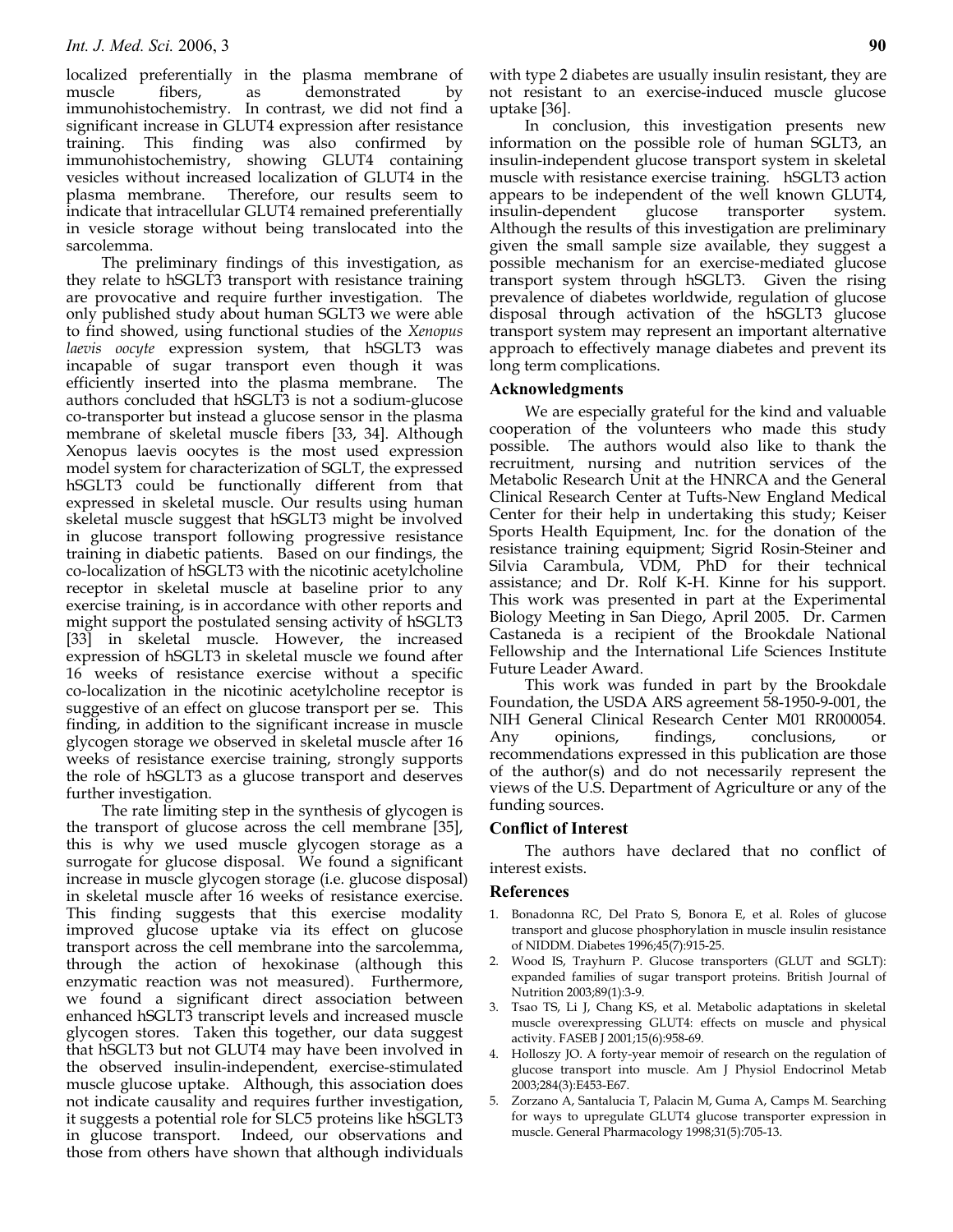localized preferentially in the plasma membrane of muscle fibers, as demonstrated by immunohistochemistry. In contrast, we did not find a significant increase in GLUT4 expression after resistance training. This finding was also confirmed by immunohistochemistry, showing GLUT4 containing vesicles without increased localization of GLUT4 in the plasma membrane. Therefore, our results seem to indicate that intracellular GLUT4 remained preferentially in vesicle storage without being translocated into the sarcolemma.

The preliminary findings of this investigation, as they relate to hSGLT3 transport with resistance training are provocative and require further investigation. The only published study about human SGLT3 we were able to find showed, using functional studies of the *Xenopus laevis oocyte* expression system, that hSGLT3 was incapable of sugar transport even though it was efficiently inserted into the plasma membrane. The authors concluded that hSGLT3 is not a sodium-glucose co-transporter but instead a glucose sensor in the plasma membrane of skeletal muscle fibers [33, 34]. Although Xenopus laevis oocytes is the most used expression model system for characterization of SGLT, the expressed hSGLT3 could be functionally different from that expressed in skeletal muscle. Our results using human skeletal muscle suggest that hSGLT3 might be involved in glucose transport following progressive resistance training in diabetic patients. Based on our findings, the co-localization of hSGLT3 with the nicotinic acetylcholine receptor in skeletal muscle at baseline prior to any exercise training, is in accordance with other reports and might support the postulated sensing activity of hSGLT3 [33] in skeletal muscle. However, the increased expression of hSGLT3 in skeletal muscle we found after 16 weeks of resistance exercise without a specific co-localization in the nicotinic acetylcholine receptor is suggestive of an effect on glucose transport per se. This finding, in addition to the significant increase in muscle glycogen storage we observed in skeletal muscle after 16 weeks of resistance exercise training, strongly supports the role of hSGLT3 as a glucose transport and deserves further investigation.

The rate limiting step in the synthesis of glycogen is the transport of glucose across the cell membrane [35], this is why we used muscle glycogen storage as a surrogate for glucose disposal. We found a significant increase in muscle glycogen storage (i.e. glucose disposal) in skeletal muscle after 16 weeks of resistance exercise. This finding suggests that this exercise modality improved glucose uptake via its effect on glucose transport across the cell membrane into the sarcolemma, through the action of hexokinase (although this enzymatic reaction was not measured). Furthermore, we found a significant direct association between enhanced hSGLT3 transcript levels and increased muscle glycogen stores. Taken this together, our data suggest that hSGLT3 but not GLUT4 may have been involved in the observed insulin-independent, exercise-stimulated muscle glucose uptake. Although, this association does not indicate causality and requires further investigation, it suggests a potential role for SLC5 proteins like hSGLT3 in glucose transport. Indeed, our observations and those from others have shown that although individuals with type 2 diabetes are usually insulin resistant, they are not resistant to an exercise-induced muscle glucose uptake [36].

In conclusion, this investigation presents new information on the possible role of human SGLT3, an insulin-independent glucose transport system in skeletal muscle with resistance exercise training. hSGLT3 action appears to be independent of the well known GLUT4, insulin-dependent glucose transporter system. Although the results of this investigation are preliminary given the small sample size available, they suggest a possible mechanism for an exercise-mediated glucose transport system through hSGLT3. Given the rising prevalence of diabetes worldwide, regulation of glucose disposal through activation of the hSGLT3 glucose transport system may represent an important alternative approach to effectively manage diabetes and prevent its long term complications.

### Acknowledgments

We are especially grateful for the kind and valuable cooperation of the volunteers who made this study possible. The authors would also like to thank the recruitment, nursing and nutrition services of the Metabolic Research Unit at the HNRCA and the General Clinical Research Center at Tufts-New England Medical Center for their help in undertaking this study; Keiser Sports Health Equipment, Inc. for the donation of the resistance training equipment; Sigrid Rosin-Steiner and Silvia Carambula, VDM, PhD for their technical assistance; and Dr. Rolf K-H. Kinne for his support. This work was presented in part at the Experimental Biology Meeting in San Diego, April 2005. Dr. Carmen Castaneda is a recipient of the Brookdale National Fellowship and the International Life Sciences Institute Future Leader Award.

This work was funded in part by the Brookdale Foundation, the USDA ARS agreement 58-1950-9-001, the NIH General Clinical Research Center M01 RR000054. Any opinions, findings, conclusions, or recommendations expressed in this publication are those of the author(s) and do not necessarily represent the views of the U.S. Department of Agriculture or any of the funding sources.

### Conflict of Interest

The authors have declared that no conflict of interest exists.

### References

1. Bonadonna RC, Del Prato S, Bonora E, et al. Roles of glucose transport and glucose phosphorylation in muscle insulin resistance of NIDDM. Diabetes 1996;45(7):915-25.
2. Wood IS, Trayhurn P. Glucose transporters (GLUT and SGLT): expanded families of sugar transport proteins. British Journal of Nutrition 2003;89(1):3-9.
3. Tsao TS, Li J, Chang KS, et al. Metabolic adaptations in skeletal muscle overexpressing GLUT4: effects on muscle and physical activity. FASEB J 2001;15(6):958-69.
4. Holloszy JO. A forty-year memoir of research on the regulation of glucose transport into muscle. Am J Physiol Endocrinol Metab 2003;284(3):E453-E67.
5. Zorzano A, Santalucia T, Palacin M, Guma A, Camps M. Searching for ways to upregulate GLUT4 glucose transporter expression in muscle. General Pharmacology 1998;31(5):705-13.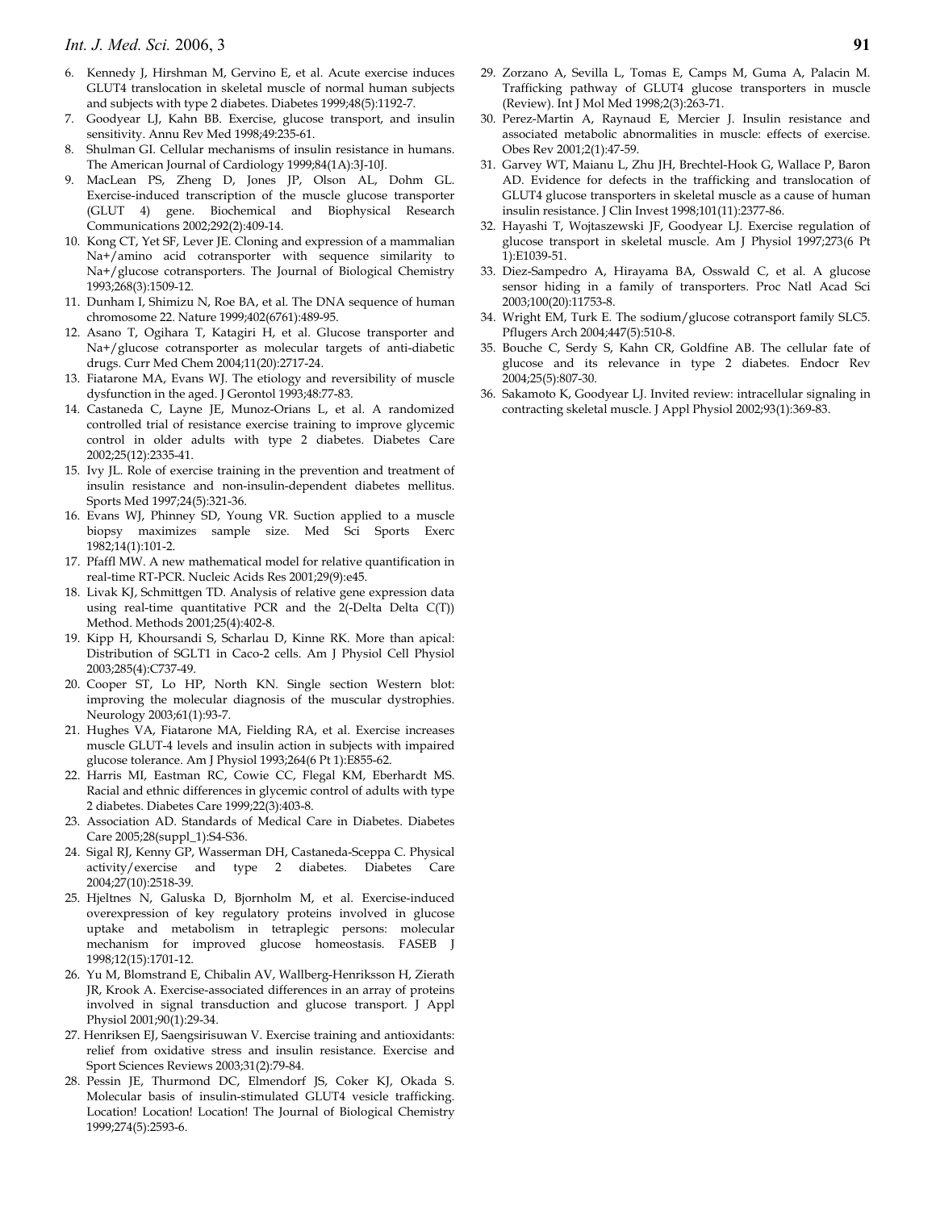6. Kennedy J, Hirshman M, Gervino E, et al. Acute exercise induces GLUT4 translocation in skeletal muscle of normal human subjects and subjects with type 2 diabetes. Diabetes 1999;48(5):1192-7.
7. Goodyear LJ, Kahn BB. Exercise, glucose transport, and insulin sensitivity. Annu Rev Med 1998;49:235-61.
8. Shulman GI. Cellular mechanisms of insulin resistance in humans. The American Journal of Cardiology 1999;84(1A):3J-10J.
9. MacLean PS, Zheng D, Jones JP, Olson AL, Dohm GL. Exercise-induced transcription of the muscle glucose transporter (GLUT 4) gene. Biochemical and Biophysical Research Communications 2002;292(2):409-14.
10. Kong CT, Yet SF, Lever JE. Cloning and expression of a mammalian Na+/amino acid cotransporter with sequence similarity to Na+/glucose cotransporters. The Journal of Biological Chemistry 1993;268(3):1509-12.
11. Dunham I, Shimizu N, Roe BA, et al. The DNA sequence of human chromosome 22. Nature 1999;402(6761):489-95.
12. Asano T, Ogihara T, Katagiri H, et al. Glucose transporter and Na+/glucose cotransporter as molecular targets of anti-diabetic drugs. Curr Med Chem 2004;11(20):2717-24.
13. Fiatarone MA, Evans WJ. The etiology and reversibility of muscle dysfunction in the aged. J Gerontol 1993;48:77-83.
14. Castaneda C, Layne JE, Munoz-Orians L, et al. A randomized controlled trial of resistance exercise training to improve glycemic control in older adults with type 2 diabetes. Diabetes Care 2002;25(12):2335-41.
15. Ivy JL. Role of exercise training in the prevention and treatment of insulin resistance and non-insulin-dependent diabetes mellitus. Sports Med 1997;24(5):321-36.
16. Evans WJ, Phinney SD, Young VR. Suction applied to a muscle biopsy maximizes sample size. Med Sci Sports Exerc 1982;14(1):101-2.
17. Pfaffl MW. A new mathematical model for relative quantification in real-time RT-PCR. Nucleic Acids Res 2001;29(9):e45.
18. Livak KJ, Schmittgen TD. Analysis of relative gene expression data using real-time quantitative PCR and the 2(-Delta Delta C(T)) Method. Methods 2001;25(4):402-8.
19. Kipp H, Khoursandi S, Scharlau D, Kinne RK. More than apical: Distribution of SGLT1 in Caco-2 cells. Am J Physiol Cell Physiol 2003;285(4):C737-49.
20. Cooper ST, Lo HP, North KN. Single section Western blot: improving the molecular diagnosis of the muscular dystrophies. Neurology 2003;61(1):93-7.
21. Hughes VA, Fiatarone MA, Fielding RA, et al. Exercise increases muscle GLUT-4 levels and insulin action in subjects with impaired glucose tolerance. Am J Physiol 1993;264(6 Pt 1):E855-62.
22. Harris MI, Eastman RC, Cowie CC, Flegal KM, Eberhardt MS. Racial and ethnic differences in glycemic control of adults with type 2 diabetes. Diabetes Care 1999;22(3):403-8.
23. Association AD. Standards of Medical Care in Diabetes. Diabetes Care 2005;28(suppl_1):S4-S36.
24. Sigal RJ, Kenny GP, Wasserman DH, Castaneda-Sceppa C. Physical activity/exercise and type 2 diabetes. Diabetes Care 2004;27(10):2518-39.
25. Hjeltnes N, Galuska D, Bjornholm M, et al. Exercise-induced overexpression of key regulatory proteins involved in glucose uptake and metabolism in tetraplegic persons: molecular mechanism for improved glucose homeostasis. FASEB J 1998;12(15):1701-12.
26. Yu M, Blomstrand E, Chibalin AV, Wallberg-Henriksson H, Zierath JR, Krook A. Exercise-associated differences in an array of proteins involved in signal transduction and glucose transport. J Appl Physiol 2001;90(1):29-34.
27. Henriksen EJ, Saengsirisuwan V. Exercise training and antioxidants: relief from oxidative stress and insulin resistance. Exercise and Sport Sciences Reviews 2003;31(2):79-84.
28. Pessin JE, Thurmond DC, Elmendorf JS, Coker KJ, Okada S. Molecular basis of insulin-stimulated GLUT4 vesicle trafficking. Location! Location! Location! The Journal of Biological Chemistry 1999;274(5):2593-6.
29. Zorzano A, Sevilla L, Tomas E, Camps M, Guma A, Palacin M. Trafficking pathway of GLUT4 glucose transporters in muscle (Review). Int J Mol Med 1998;2(3):263-71.
30. Perez-Martin A, Raynaud E, Mercier J. Insulin resistance and associated metabolic abnormalities in muscle: effects of exercise. Obes Rev 2001;2(1):47-59.
31. Garvey WT, Maianu L, Zhu JH, Brechtel-Hook G, Wallace P, Baron AD. Evidence for defects in the trafficking and translocation of GLUT4 glucose transporters in skeletal muscle as a cause of human insulin resistance. J Clin Invest 1998;101(11):2377-86.
32. Hayashi T, Wojtaszewski JF, Goodyear LJ. Exercise regulation of glucose transport in skeletal muscle. Am J Physiol 1997;273(6 Pt 1):E1039-51.
33. Diez-Sampedro A, Hirayama BA, Osswald C, et al. A glucose sensor hiding in a family of transporters. Proc Natl Acad Sci 2003;100(20):11753-8.
34. Wright EM, Turk E. The sodium/glucose cotransport family SLC5. Pflugers Arch 2004;447(5):510-8.
35. Bouche C, Serdy S, Kahn CR, Goldfine AB. The cellular fate of glucose and its relevance in type 2 diabetes. Endocr Rev 2004;25(5):807-30.
36. Sakamoto K, Goodyear LJ. Invited review: intracellular signaling in contracting skeletal muscle. J Appl Physiol 2002;93(1):369-83.